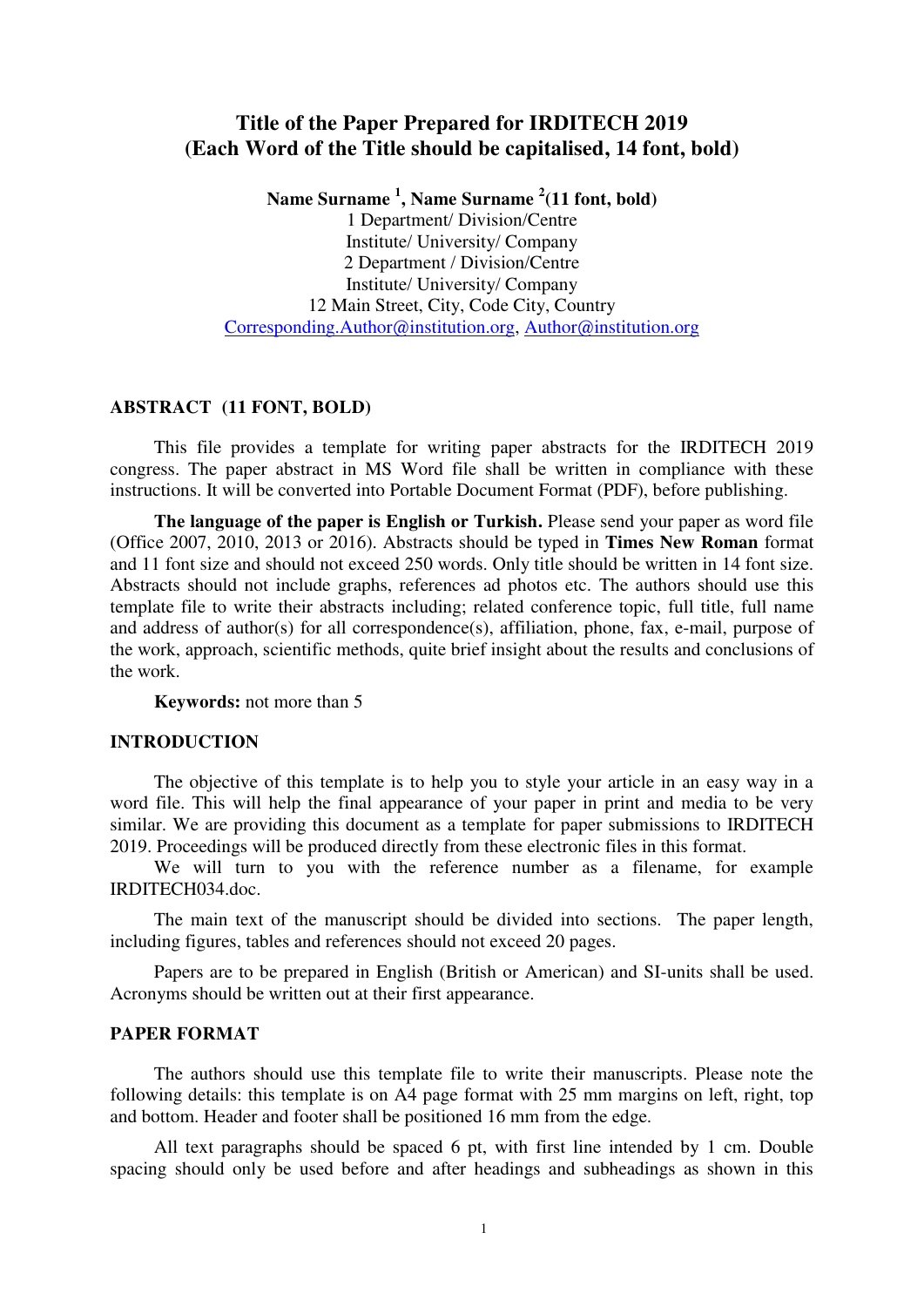# Title of the Paper Prepared for IRDITECH 2019 (Each Word of the Title should be capitalised, 14 font, bold)

**Name Surname [1], Name Surname [2](11 font, bold)**

1 Department/ Division/Centre
Institute/ University/ Company
2 Department / Division/Centre
Institute/ University/ Company
12 Main Street, City, Code City, Country
Corresponding.Author@institution.org, Author@institution.org

## ABSTRACT (11 FONT, BOLD)

This file provides a template for writing paper abstracts for the IRDITECH 2019 congress. The paper abstract in MS Word file shall be written in compliance with these instructions. It will be converted into Portable Document Format (PDF), before publishing.

**The language of the paper is English or Turkish.** Please send your paper as word file (Office 2007, 2010, 2013 or 2016). Abstracts should be typed in **Times New Roman** format and 11 font size and should not exceed 250 words. Only title should be written in 14 font size. Abstracts should not include graphs, references ad photos etc. The authors should use this template file to write their abstracts including; related conference topic, full title, full name and address of author(s) for all correspondence(s), affiliation, phone, fax, e-mail, purpose of the work, approach, scientific methods, quite brief insight about the results and conclusions of the work.

**Keywords:** not more than 5

## INTRODUCTION

The objective of this template is to help you to style your article in an easy way in a word file. This will help the final appearance of your paper in print and media to be very similar. We are providing this document as a template for paper submissions to IRDITECH 2019. Proceedings will be produced directly from these electronic files in this format.

We will turn to you with the reference number as a filename, for example IRDITECH034.doc.

The main text of the manuscript should be divided into sections. The paper length, including figures, tables and references should not exceed 20 pages.

Papers are to be prepared in English (British or American) and SI-units shall be used. Acronyms should be written out at their first appearance.

## PAPER FORMAT

The authors should use this template file to write their manuscripts. Please note the following details: this template is on A4 page format with 25 mm margins on left, right, top and bottom. Header and footer shall be positioned 16 mm from the edge.

All text paragraphs should be spaced 6 pt, with first line intended by 1 cm. Double spacing should only be used before and after headings and subheadings as shown in this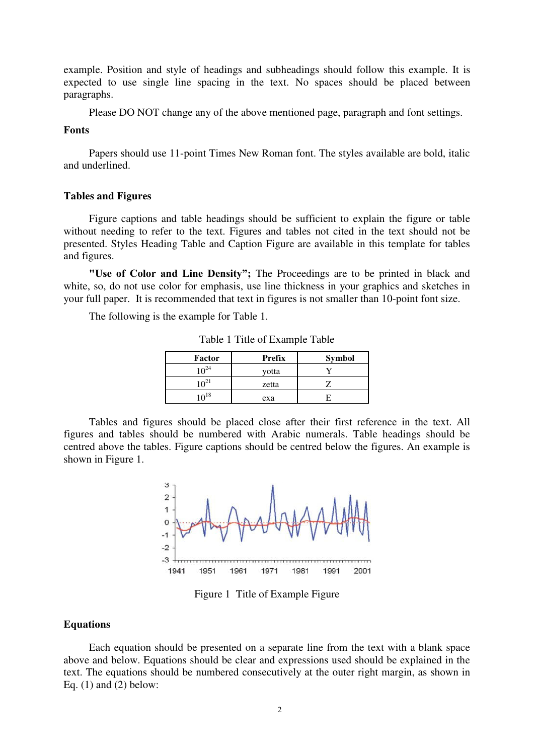example. Position and style of headings and subheadings should follow this example. It is expected to use single line spacing in the text. No spaces should be placed between paragraphs.

Please DO NOT change any of the above mentioned page, paragraph and font settings.

**Fonts**

Papers should use 11-point Times New Roman font. The styles available are bold, italic and underlined.

**Tables and Figures**

Figure captions and table headings should be sufficient to explain the figure or table without needing to refer to the text. Figures and tables not cited in the text should not be presented. Styles Heading Table and Caption Figure are available in this template for tables and figures.

**"Use of Color and Line Density";** The Proceedings are to be printed in black and white, so, do not use color for emphasis, use line thickness in your graphics and sketches in your full paper. It is recommended that text in figures is not smaller than 10-point font size.

The following is the example for Table 1.

Table 1 Title of Example Table

| Factor | Prefix | Symbol |
|---|---|---|
| $10^{24}$ | yotta | Y |
| $10^{21}$ | zetta | Z |
| $10^{18}$ | exa | E |

Tables and figures should be placed close after their first reference in the text. All figures and tables should be numbered with Arabic numerals. Table headings should be centred above the tables. Figure captions should be centred below the figures. An example is shown in Figure 1.

Figure 1 Title of Example Figure

**Equations**

Each equation should be presented on a separate line from the text with a blank space above and below. Equations should be clear and expressions used should be explained in the text. The equations should be numbered consecutively at the outer right margin, as shown in Eq. (1) and (2) below: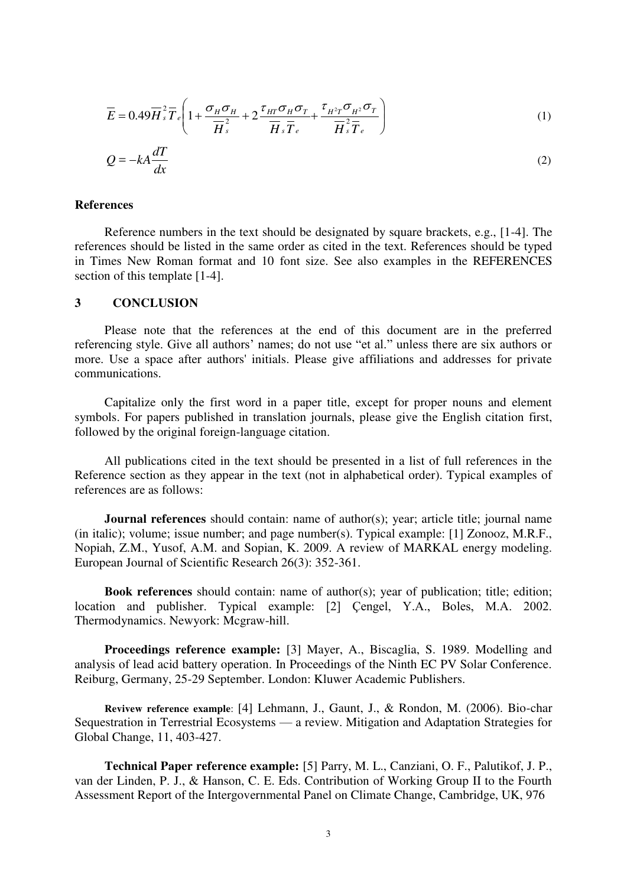$$\overline{E} = 0.49\overline{H}_s^2\overline{T}_e\left(1 + \frac{\sigma_H\sigma_H}{\overline{H}_s^2} + 2\frac{\tau_{HT}\sigma_H\sigma_T}{\overline{H}_s\overline{T}_e} + \frac{\tau_{H^2T}\sigma_{H^2}\sigma_T}{\overline{H}_s^2\overline{T}_e}\right) \tag{1}$$

$$Q = -kA\frac{dT}{dx} \tag{2}$$

**References**

Reference numbers in the text should be designated by square brackets, e.g., [1-4]. The references should be listed in the same order as cited in the text. References should be typed in Times New Roman format and 10 font size. See also examples in the REFERENCES section of this template [1-4].

## 3 CONCLUSION

Please note that the references at the end of this document are in the preferred referencing style. Give all authors' names; do not use "et al." unless there are six authors or more. Use a space after authors' initials. Please give affiliations and addresses for private communications.

Capitalize only the first word in a paper title, except for proper nouns and element symbols. For papers published in translation journals, please give the English citation first, followed by the original foreign-language citation.

All publications cited in the text should be presented in a list of full references in the Reference section as they appear in the text (not in alphabetical order). Typical examples of references are as follows:

**Journal references** should contain: name of author(s); year; article title; journal name (in italic); volume; issue number; and page number(s). Typical example: [1] Zonooz, M.R.F., Nopiah, Z.M., Yusof, A.M. and Sopian, K. 2009. A review of MARKAL energy modeling. European Journal of Scientific Research 26(3): 352-361.

**Book references** should contain: name of author(s); year of publication; title; edition; location and publisher. Typical example: [2] Çengel, Y.A., Boles, M.A. 2002. Thermodynamics. Newyork: Mcgraw-hill.

**Proceedings reference example:** [3] Mayer, A., Biscaglia, S. 1989. Modelling and analysis of lead acid battery operation. In Proceedings of the Ninth EC PV Solar Conference. Reiburg, Germany, 25-29 September. London: Kluwer Academic Publishers.

**Revivew reference example**: [4] Lehmann, J., Gaunt, J., & Rondon, M. (2006). Bio-char Sequestration in Terrestrial Ecosystems — a review. Mitigation and Adaptation Strategies for Global Change, 11, 403-427.

**Technical Paper reference example:** [5] Parry, M. L., Canziani, O. F., Palutikof, J. P., van der Linden, P. J., & Hanson, C. E. Eds. Contribution of Working Group II to the Fourth Assessment Report of the Intergovernmental Panel on Climate Change, Cambridge, UK, 976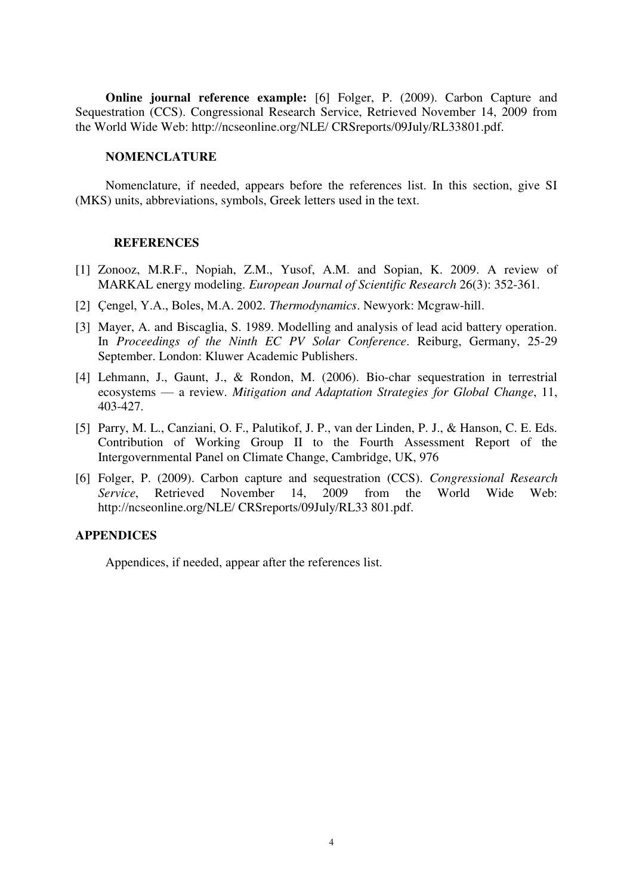**Online journal reference example:** [6] Folger, P. (2009). Carbon Capture and Sequestration (CCS). Congressional Research Service, Retrieved November 14, 2009 from the World Wide Web: http://ncseonline.org/NLE/ CRSreports/09July/RL33801.pdf.

## NOMENCLATURE

Nomenclature, if needed, appears before the references list. In this section, give SI (MKS) units, abbreviations, symbols, Greek letters used in the text.

## REFERENCES

[1] Zonooz, M.R.F., Nopiah, Z.M., Yusof, A.M. and Sopian, K. 2009. A review of MARKAL energy modeling. *European Journal of Scientific Research* 26(3): 352-361.

[2] Çengel, Y.A., Boles, M.A. 2002. *Thermodynamics*. Newyork: Mcgraw-hill.

[3] Mayer, A. and Biscaglia, S. 1989. Modelling and analysis of lead acid battery operation. In *Proceedings of the Ninth EC PV Solar Conference*. Reiburg, Germany, 25-29 September. London: Kluwer Academic Publishers.

[4] Lehmann, J., Gaunt, J., & Rondon, M. (2006). Bio-char sequestration in terrestrial ecosystems — a review. *Mitigation and Adaptation Strategies for Global Change*, 11, 403-427.

[5] Parry, M. L., Canziani, O. F., Palutikof, J. P., van der Linden, P. J., & Hanson, C. E. Eds. Contribution of Working Group II to the Fourth Assessment Report of the Intergovernmental Panel on Climate Change, Cambridge, UK, 976

[6] Folger, P. (2009). Carbon capture and sequestration (CCS). *Congressional Research Service*, Retrieved November 14, 2009 from the World Wide Web: http://ncseonline.org/NLE/ CRSreports/09July/RL33 801.pdf.

## APPENDICES

Appendices, if needed, appear after the references list.